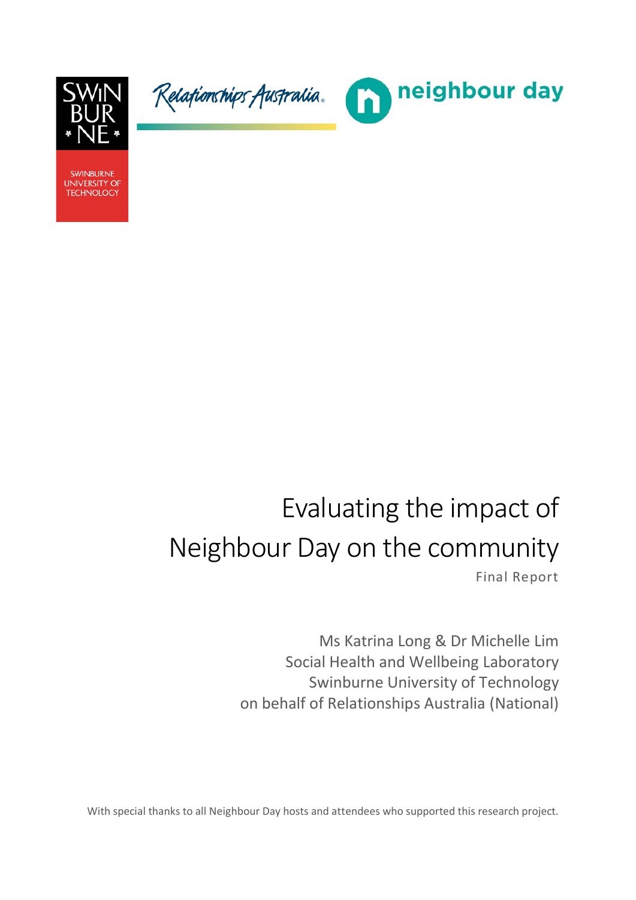SWINBURNE UNIVERSITY OF TECHNOLOGY

Relationships Australia

neighbour day

# Evaluating the impact of Neighbour Day on the community

Final Report

Ms Katrina Long & Dr Michelle Lim
Social Health and Wellbeing Laboratory
Swinburne University of Technology
on behalf of Relationships Australia (National)

With special thanks to all Neighbour Day hosts and attendees who supported this research project.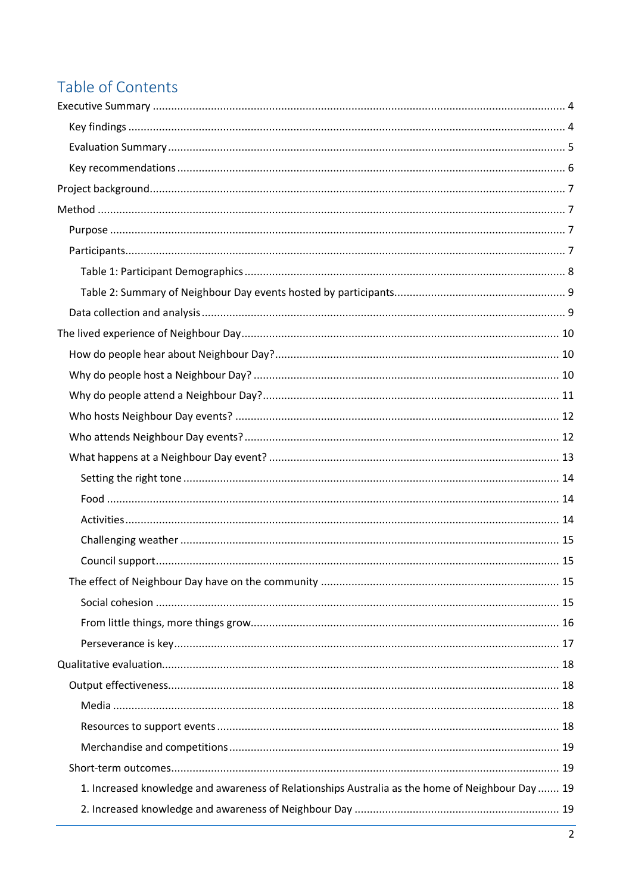# Table of Contents

- Executive Summary ... 4
  - Key findings ... 4
  - Evaluation Summary ... 5
  - Key recommendations ... 6
- Project background ... 7
- Method ... 7
  - Purpose ... 7
  - Participants ... 7
    - Table 1: Participant Demographics ... 8
    - Table 2: Summary of Neighbour Day events hosted by participants ... 9
  - Data collection and analysis ... 9
- The lived experience of Neighbour Day ... 10
  - How do people hear about Neighbour Day? ... 10
  - Why do people host a Neighbour Day? ... 10
  - Why do people attend a Neighbour Day? ... 11
  - Who hosts Neighbour Day events? ... 12
  - Who attends Neighbour Day events? ... 12
  - What happens at a Neighbour Day event? ... 13
    - Setting the right tone ... 14
    - Food ... 14
    - Activities ... 14
    - Challenging weather ... 15
    - Council support ... 15
  - The effect of Neighbour Day have on the community ... 15
    - Social cohesion ... 15
    - From little things, more things grow ... 16
    - Perseverance is key ... 17
- Qualitative evaluation ... 18
  - Output effectiveness ... 18
    - Media ... 18
    - Resources to support events ... 18
    - Merchandise and competitions ... 19
  - Short-term outcomes ... 19
    - 1. Increased knowledge and awareness of Relationships Australia as the home of Neighbour Day ... 19
    - 2. Increased knowledge and awareness of Neighbour Day ... 19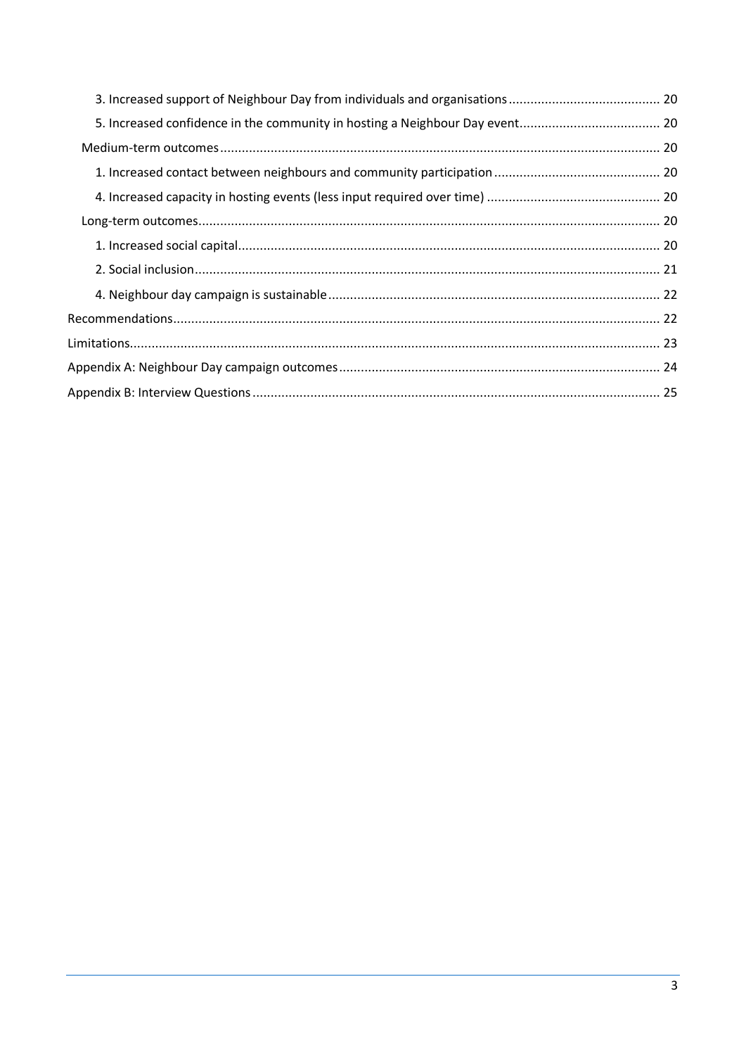- 3. Increased support of Neighbour Day from individuals and organisations ..... 20
- 5. Increased confidence in the community in hosting a Neighbour Day event ..... 20

Medium-term outcomes ..... 20

- 1. Increased contact between neighbours and community participation ..... 20
- 4. Increased capacity in hosting events (less input required over time) ..... 20

Long-term outcomes ..... 20

- 1. Increased social capital ..... 20
- 2. Social inclusion ..... 21
- 4. Neighbour day campaign is sustainable ..... 22

Recommendations ..... 22

Limitations ..... 23

Appendix A: Neighbour Day campaign outcomes ..... 24

Appendix B: Interview Questions ..... 25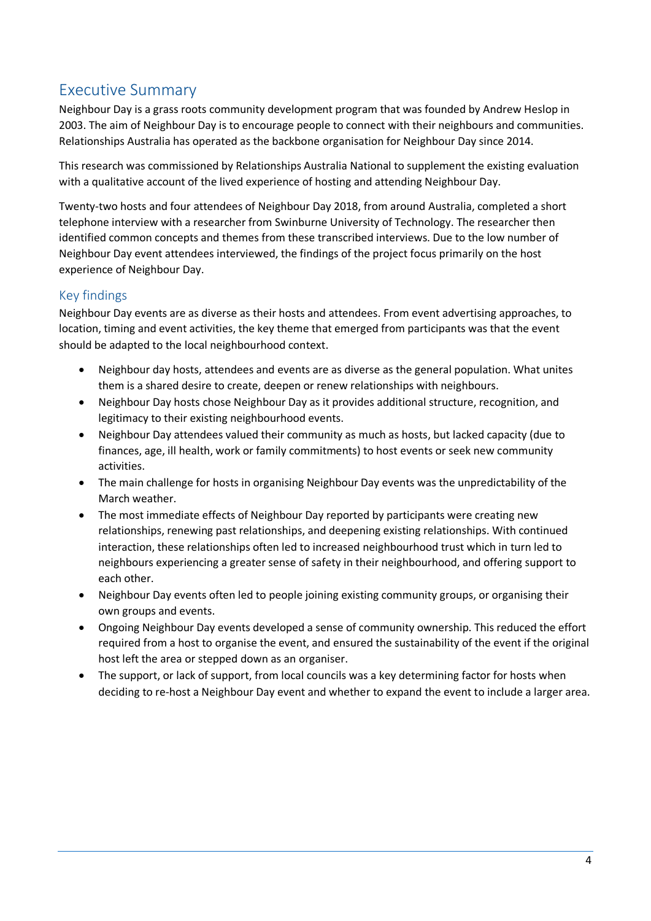# Executive Summary

Neighbour Day is a grass roots community development program that was founded by Andrew Heslop in 2003. The aim of Neighbour Day is to encourage people to connect with their neighbours and communities. Relationships Australia has operated as the backbone organisation for Neighbour Day since 2014.

This research was commissioned by Relationships Australia National to supplement the existing evaluation with a qualitative account of the lived experience of hosting and attending Neighbour Day.

Twenty-two hosts and four attendees of Neighbour Day 2018, from around Australia, completed a short telephone interview with a researcher from Swinburne University of Technology. The researcher then identified common concepts and themes from these transcribed interviews. Due to the low number of Neighbour Day event attendees interviewed, the findings of the project focus primarily on the host experience of Neighbour Day.

## Key findings

Neighbour Day events are as diverse as their hosts and attendees. From event advertising approaches, to location, timing and event activities, the key theme that emerged from participants was that the event should be adapted to the local neighbourhood context.

- Neighbour day hosts, attendees and events are as diverse as the general population. What unites them is a shared desire to create, deepen or renew relationships with neighbours.
- Neighbour Day hosts chose Neighbour Day as it provides additional structure, recognition, and legitimacy to their existing neighbourhood events.
- Neighbour Day attendees valued their community as much as hosts, but lacked capacity (due to finances, age, ill health, work or family commitments) to host events or seek new community activities.
- The main challenge for hosts in organising Neighbour Day events was the unpredictability of the March weather.
- The most immediate effects of Neighbour Day reported by participants were creating new relationships, renewing past relationships, and deepening existing relationships. With continued interaction, these relationships often led to increased neighbourhood trust which in turn led to neighbours experiencing a greater sense of safety in their neighbourhood, and offering support to each other.
- Neighbour Day events often led to people joining existing community groups, or organising their own groups and events.
- Ongoing Neighbour Day events developed a sense of community ownership. This reduced the effort required from a host to organise the event, and ensured the sustainability of the event if the original host left the area or stepped down as an organiser.
- The support, or lack of support, from local councils was a key determining factor for hosts when deciding to re-host a Neighbour Day event and whether to expand the event to include a larger area.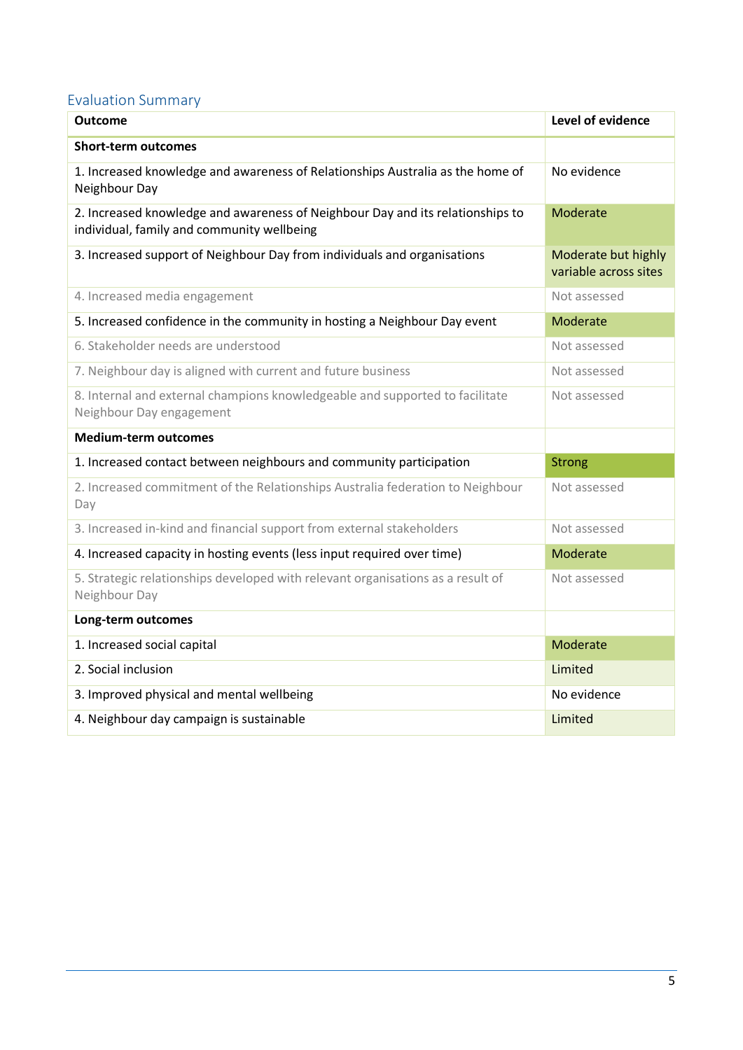## Evaluation Summary

| Outcome | Level of evidence |
|---|---|
| **Short-term outcomes** | |
| 1. Increased knowledge and awareness of Relationships Australia as the home of Neighbour Day | No evidence |
| 2. Increased knowledge and awareness of Neighbour Day and its relationships to individual, family and community wellbeing | Moderate |
| 3. Increased support of Neighbour Day from individuals and organisations | Moderate but highly variable across sites |
| 4. Increased media engagement | Not assessed |
| 5. Increased confidence in the community in hosting a Neighbour Day event | Moderate |
| 6. Stakeholder needs are understood | Not assessed |
| 7. Neighbour day is aligned with current and future business | Not assessed |
| 8. Internal and external champions knowledgeable and supported to facilitate Neighbour Day engagement | Not assessed |
| **Medium-term outcomes** | |
| 1. Increased contact between neighbours and community participation | Strong |
| 2. Increased commitment of the Relationships Australia federation to Neighbour Day | Not assessed |
| 3. Increased in-kind and financial support from external stakeholders | Not assessed |
| 4. Increased capacity in hosting events (less input required over time) | Moderate |
| 5. Strategic relationships developed with relevant organisations as a result of Neighbour Day | Not assessed |
| **Long-term outcomes** | |
| 1. Increased social capital | Moderate |
| 2. Social inclusion | Limited |
| 3. Improved physical and mental wellbeing | No evidence |
| 4. Neighbour day campaign is sustainable | Limited |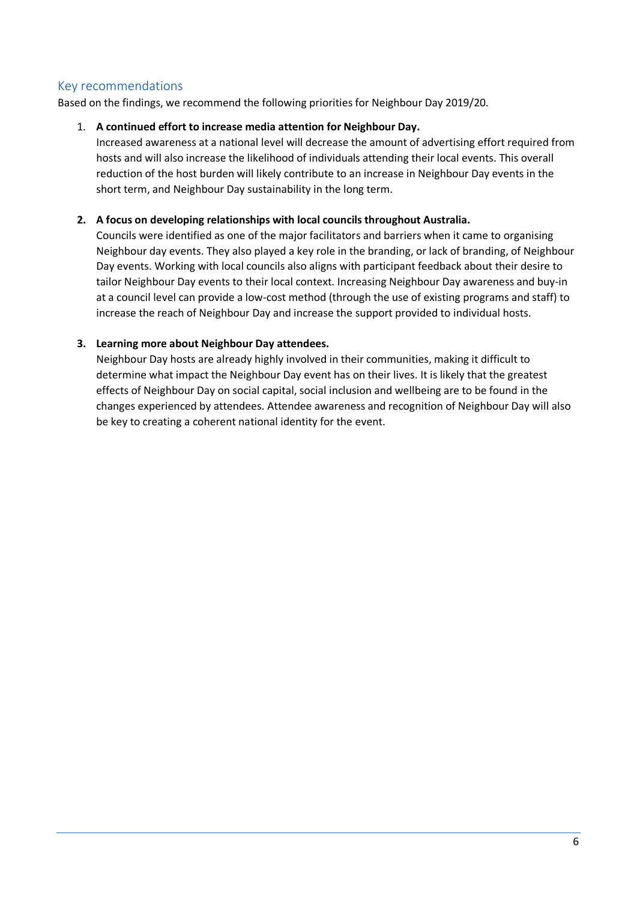## Key recommendations

Based on the findings, we recommend the following priorities for Neighbour Day 2019/20.

1. **A continued effort to increase media attention for Neighbour Day.**
   Increased awareness at a national level will decrease the amount of advertising effort required from hosts and will also increase the likelihood of individuals attending their local events. This overall reduction of the host burden will likely contribute to an increase in Neighbour Day events in the short term, and Neighbour Day sustainability in the long term.

2. **A focus on developing relationships with local councils throughout Australia.**
   Councils were identified as one of the major facilitators and barriers when it came to organising Neighbour day events. They also played a key role in the branding, or lack of branding, of Neighbour Day events. Working with local councils also aligns with participant feedback about their desire to tailor Neighbour Day events to their local context. Increasing Neighbour Day awareness and buy-in at a council level can provide a low-cost method (through the use of existing programs and staff) to increase the reach of Neighbour Day and increase the support provided to individual hosts.

3. **Learning more about Neighbour Day attendees.**
   Neighbour Day hosts are already highly involved in their communities, making it difficult to determine what impact the Neighbour Day event has on their lives. It is likely that the greatest effects of Neighbour Day on social capital, social inclusion and wellbeing are to be found in the changes experienced by attendees. Attendee awareness and recognition of Neighbour Day will also be key to creating a coherent national identity for the event.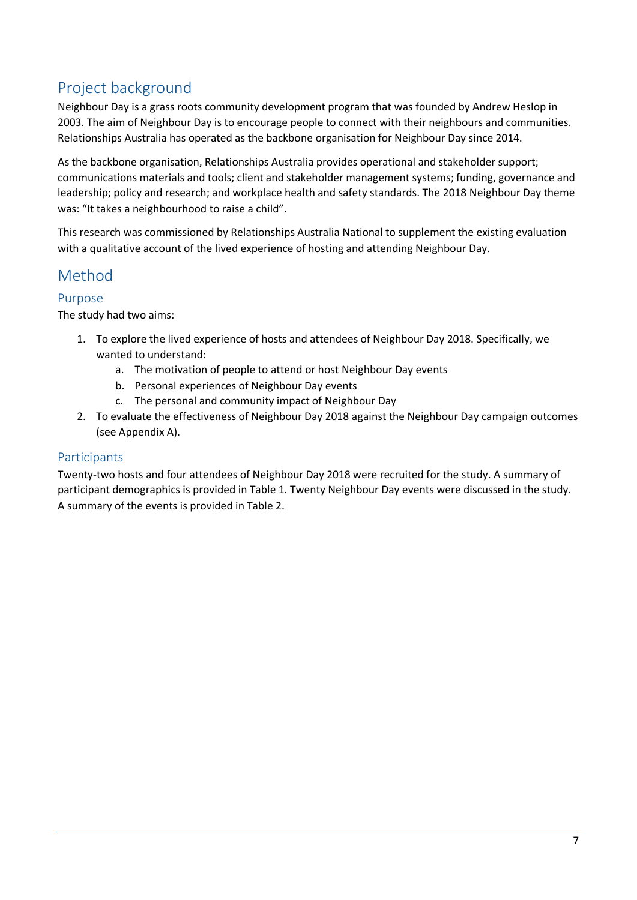## Project background

Neighbour Day is a grass roots community development program that was founded by Andrew Heslop in 2003. The aim of Neighbour Day is to encourage people to connect with their neighbours and communities. Relationships Australia has operated as the backbone organisation for Neighbour Day since 2014.

As the backbone organisation, Relationships Australia provides operational and stakeholder support; communications materials and tools; client and stakeholder management systems; funding, governance and leadership; policy and research; and workplace health and safety standards. The 2018 Neighbour Day theme was: "It takes a neighbourhood to raise a child".

This research was commissioned by Relationships Australia National to supplement the existing evaluation with a qualitative account of the lived experience of hosting and attending Neighbour Day.

## Method

### Purpose

The study had two aims:

1. To explore the lived experience of hosts and attendees of Neighbour Day 2018. Specifically, we wanted to understand:
   a. The motivation of people to attend or host Neighbour Day events
   b. Personal experiences of Neighbour Day events
   c. The personal and community impact of Neighbour Day
2. To evaluate the effectiveness of Neighbour Day 2018 against the Neighbour Day campaign outcomes (see Appendix A).

### Participants

Twenty-two hosts and four attendees of Neighbour Day 2018 were recruited for the study. A summary of participant demographics is provided in Table 1. Twenty Neighbour Day events were discussed in the study. A summary of the events is provided in Table 2.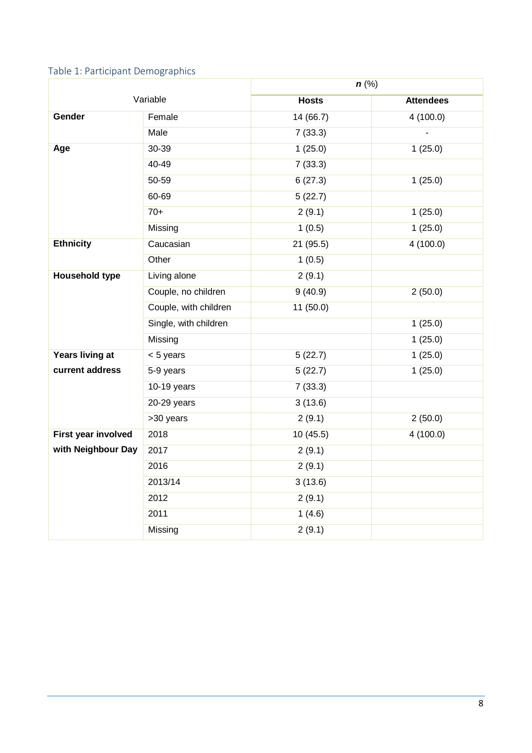Table 1: Participant Demographics

| Variable | | *n* (%) | |
|---|---|---|---|
| | | **Hosts** | **Attendees** |
| **Gender** | Female | 14 (66.7) | 4 (100.0) |
| | Male | 7 (33.3) | - |
| **Age** | 30-39 | 1 (25.0) | 1 (25.0) |
| | 40-49 | 7 (33.3) | |
| | 50-59 | 6 (27.3) | 1 (25.0) |
| | 60-69 | 5 (22.7) | |
| | 70+ | 2 (9.1) | 1 (25.0) |
| | Missing | 1 (0.5) | 1 (25.0) |
| **Ethnicity** | Caucasian | 21 (95.5) | 4 (100.0) |
| | Other | 1 (0.5) | |
| **Household type** | Living alone | 2 (9.1) | |
| | Couple, no children | 9 (40.9) | 2 (50.0) |
| | Couple, with children | 11 (50.0) | |
| | Single, with children | | 1 (25.0) |
| | Missing | | 1 (25.0) |
| **Years living at current address** | < 5 years | 5 (22.7) | 1 (25.0) |
| | 5-9 years | 5 (22.7) | 1 (25.0) |
| | 10-19 years | 7 (33.3) | |
| | 20-29 years | 3 (13.6) | |
| | >30 years | 2 (9.1) | 2 (50.0) |
| **First year involved with Neighbour Day** | 2018 | 10 (45.5) | 4 (100.0) |
| | 2017 | 2 (9.1) | |
| | 2016 | 2 (9.1) | |
| | 2013/14 | 3 (13.6) | |
| | 2012 | 2 (9.1) | |
| | 2011 | 1 (4.6) | |
| | Missing | 2 (9.1) | |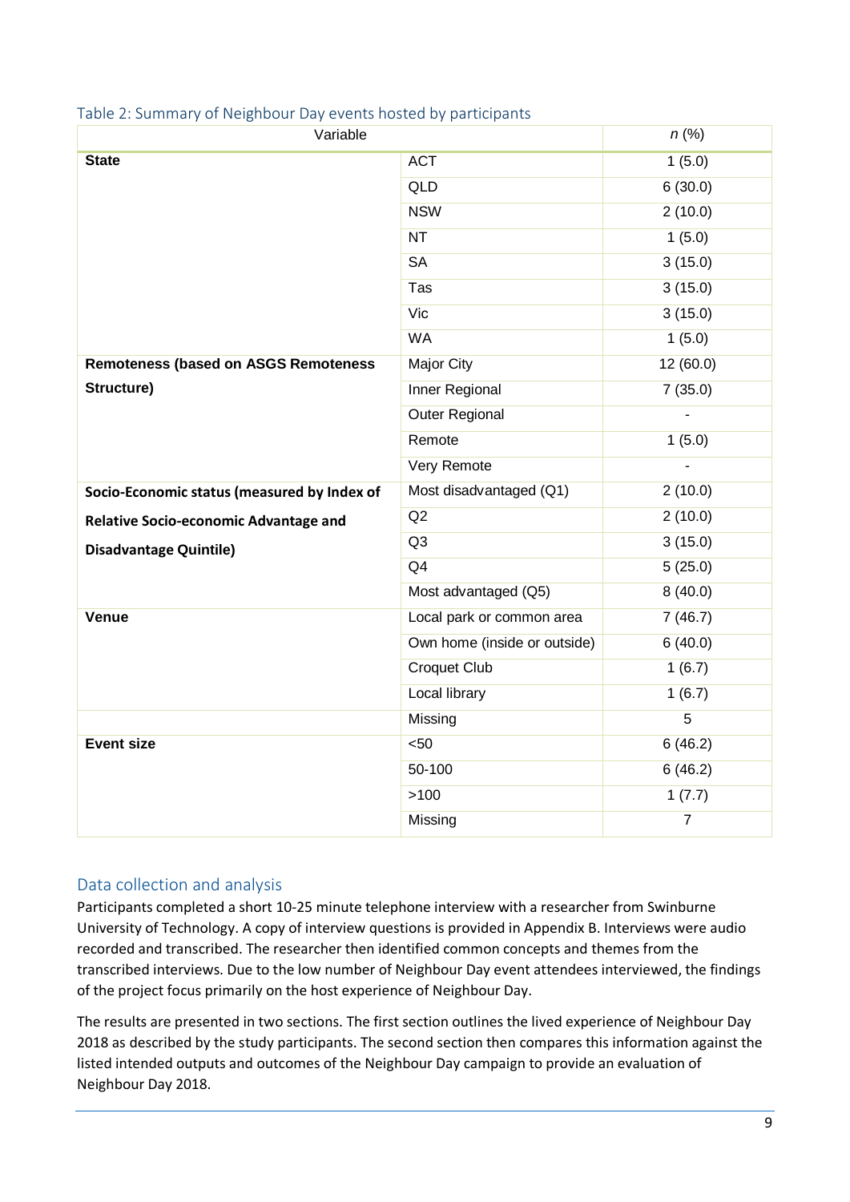Table 2: Summary of Neighbour Day events hosted by participants

| Variable | | *n* (%) |
|---|---|---|
| **State** | ACT | 1 (5.0) |
| | QLD | 6 (30.0) |
| | NSW | 2 (10.0) |
| | NT | 1 (5.0) |
| | SA | 3 (15.0) |
| | Tas | 3 (15.0) |
| | Vic | 3 (15.0) |
| | WA | 1 (5.0) |
| **Remoteness (based on ASGS Remoteness Structure)** | Major City | 12 (60.0) |
| | Inner Regional | 7 (35.0) |
| | Outer Regional | - |
| | Remote | 1 (5.0) |
| | Very Remote | - |
| **Socio-Economic status (measured by Index of Relative Socio-economic Advantage and Disadvantage Quintile)** | Most disadvantaged (Q1) | 2 (10.0) |
| | Q2 | 2 (10.0) |
| | Q3 | 3 (15.0) |
| | Q4 | 5 (25.0) |
| | Most advantaged (Q5) | 8 (40.0) |
| **Venue** | Local park or common area | 7 (46.7) |
| | Own home (inside or outside) | 6 (40.0) |
| | Croquet Club | 1 (6.7) |
| | Local library | 1 (6.7) |
| | Missing | 5 |
| **Event size** | <50 | 6 (46.2) |
| | 50-100 | 6 (46.2) |
| | >100 | 1 (7.7) |
| | Missing | 7 |

## Data collection and analysis

Participants completed a short 10-25 minute telephone interview with a researcher from Swinburne University of Technology. A copy of interview questions is provided in Appendix B. Interviews were audio recorded and transcribed. The researcher then identified common concepts and themes from the transcribed interviews. Due to the low number of Neighbour Day event attendees interviewed, the findings of the project focus primarily on the host experience of Neighbour Day.

The results are presented in two sections. The first section outlines the lived experience of Neighbour Day 2018 as described by the study participants. The second section then compares this information against the listed intended outputs and outcomes of the Neighbour Day campaign to provide an evaluation of Neighbour Day 2018.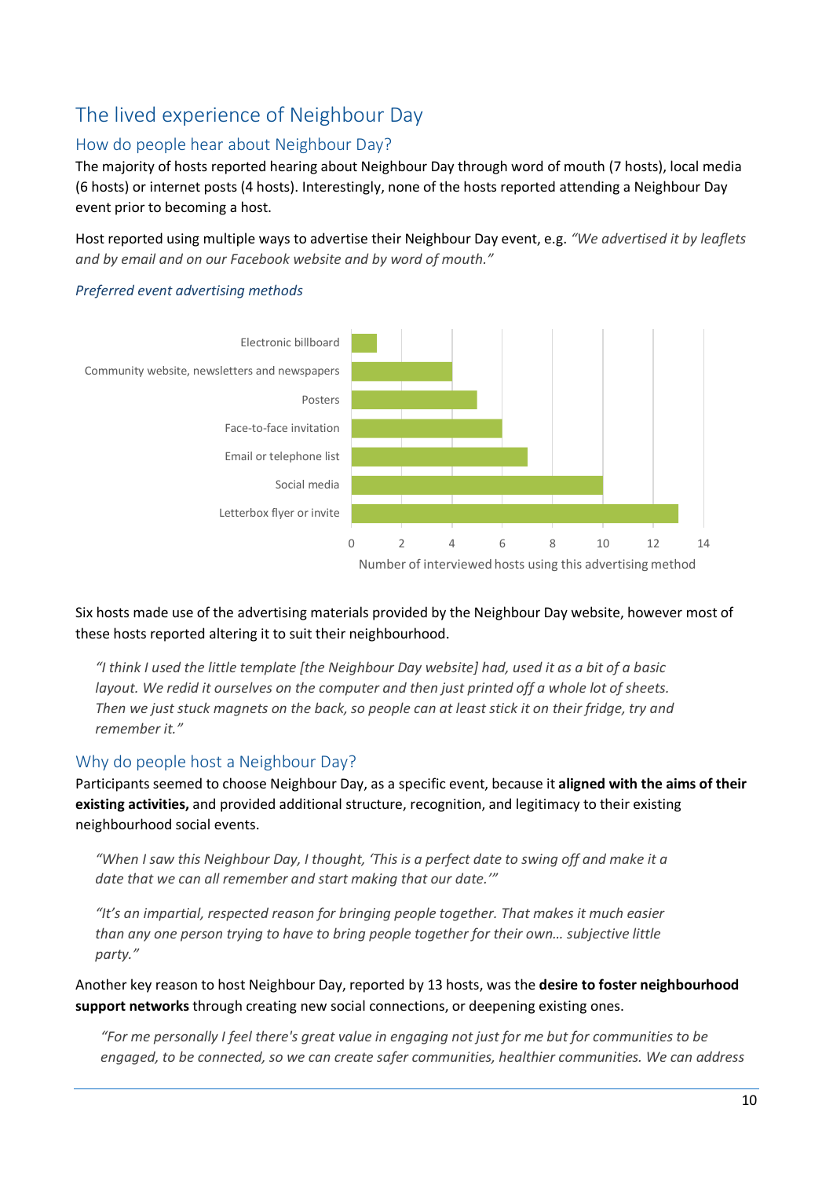# The lived experience of Neighbour Day

## How do people hear about Neighbour Day?

The majority of hosts reported hearing about Neighbour Day through word of mouth (7 hosts), local media (6 hosts) or internet posts (4 hosts). Interestingly, none of the hosts reported attending a Neighbour Day event prior to becoming a host.

Host reported using multiple ways to advertise their Neighbour Day event, e.g. *"We advertised it by leaflets and by email and on our Facebook website and by word of mouth."*

*Preferred event advertising methods*

| Advertising method | Number of interviewed hosts using this advertising method |
|---|---|
| Electronic billboard | 1 |
| Community website, newsletters and newspapers | 4 |
| Posters | 5 |
| Face-to-face invitation | 6 |
| Email or telephone list | 7 |
| Social media | 10 |
| Letterbox flyer or invite | 13 |

Six hosts made use of the advertising materials provided by the Neighbour Day website, however most of these hosts reported altering it to suit their neighbourhood.

> *"I think I used the little template [the Neighbour Day website] had, used it as a bit of a basic layout. We redid it ourselves on the computer and then just printed off a whole lot of sheets. Then we just stuck magnets on the back, so people can at least stick it on their fridge, try and remember it."*

## Why do people host a Neighbour Day?

Participants seemed to choose Neighbour Day, as a specific event, because it **aligned with the aims of their existing activities,** and provided additional structure, recognition, and legitimacy to their existing neighbourhood social events.

> *"When I saw this Neighbour Day, I thought, 'This is a perfect date to swing off and make it a date that we can all remember and start making that our date.'"*

> *"It's an impartial, respected reason for bringing people together. That makes it much easier than any one person trying to have to bring people together for their own… subjective little party."*

Another key reason to host Neighbour Day, reported by 13 hosts, was the **desire to foster neighbourhood support networks** through creating new social connections, or deepening existing ones.

> *"For me personally I feel there's great value in engaging not just for me but for communities to be engaged, to be connected, so we can create safer communities, healthier communities. We can address*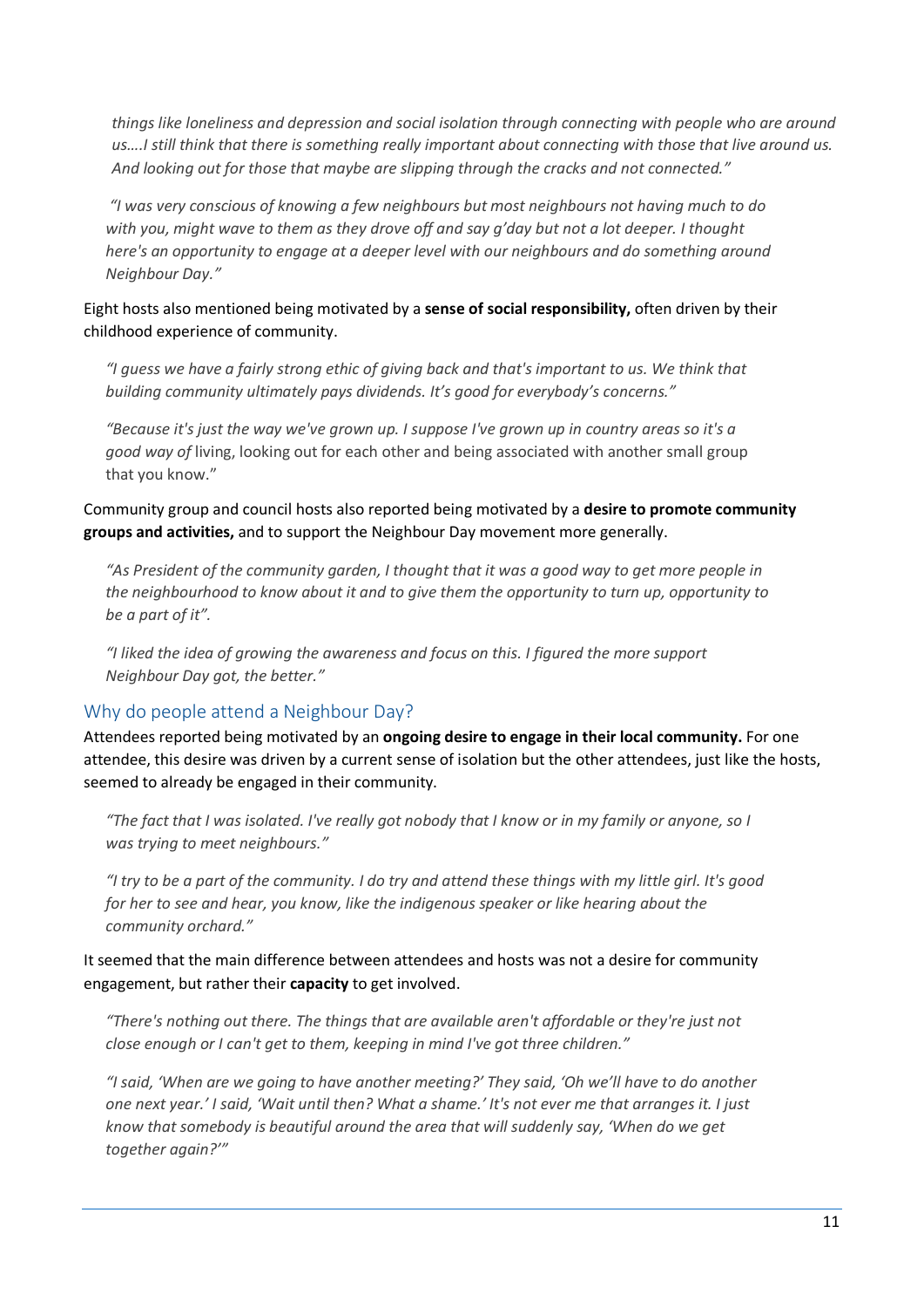*things like loneliness and depression and social isolation through connecting with people who are around us….I still think that there is something really important about connecting with those that live around us. And looking out for those that maybe are slipping through the cracks and not connected."*

*"I was very conscious of knowing a few neighbours but most neighbours not having much to do with you, might wave to them as they drove off and say g'day but not a lot deeper. I thought here's an opportunity to engage at a deeper level with our neighbours and do something around Neighbour Day."*

Eight hosts also mentioned being motivated by a **sense of social responsibility,** often driven by their childhood experience of community.

*"I guess we have a fairly strong ethic of giving back and that's important to us. We think that building community ultimately pays dividends. It's good for everybody's concerns."*

*"Because it's just the way we've grown up. I suppose I've grown up in country areas so it's a good way of* living, looking out for each other and being associated with another small group that you know."

Community group and council hosts also reported being motivated by a **desire to promote community groups and activities,** and to support the Neighbour Day movement more generally.

*"As President of the community garden, I thought that it was a good way to get more people in the neighbourhood to know about it and to give them the opportunity to turn up, opportunity to be a part of it".*

*"I liked the idea of growing the awareness and focus on this. I figured the more support Neighbour Day got, the better."*

## Why do people attend a Neighbour Day?

Attendees reported being motivated by an **ongoing desire to engage in their local community.** For one attendee, this desire was driven by a current sense of isolation but the other attendees, just like the hosts, seemed to already be engaged in their community.

*"The fact that I was isolated. I've really got nobody that I know or in my family or anyone, so I was trying to meet neighbours."*

*"I try to be a part of the community. I do try and attend these things with my little girl. It's good for her to see and hear, you know, like the indigenous speaker or like hearing about the community orchard."*

It seemed that the main difference between attendees and hosts was not a desire for community engagement, but rather their **capacity** to get involved.

*"There's nothing out there. The things that are available aren't affordable or they're just not close enough or I can't get to them, keeping in mind I've got three children."*

*"I said, 'When are we going to have another meeting?' They said, 'Oh we'll have to do another one next year.' I said, 'Wait until then? What a shame.' It's not ever me that arranges it. I just know that somebody is beautiful around the area that will suddenly say, 'When do we get together again?'"*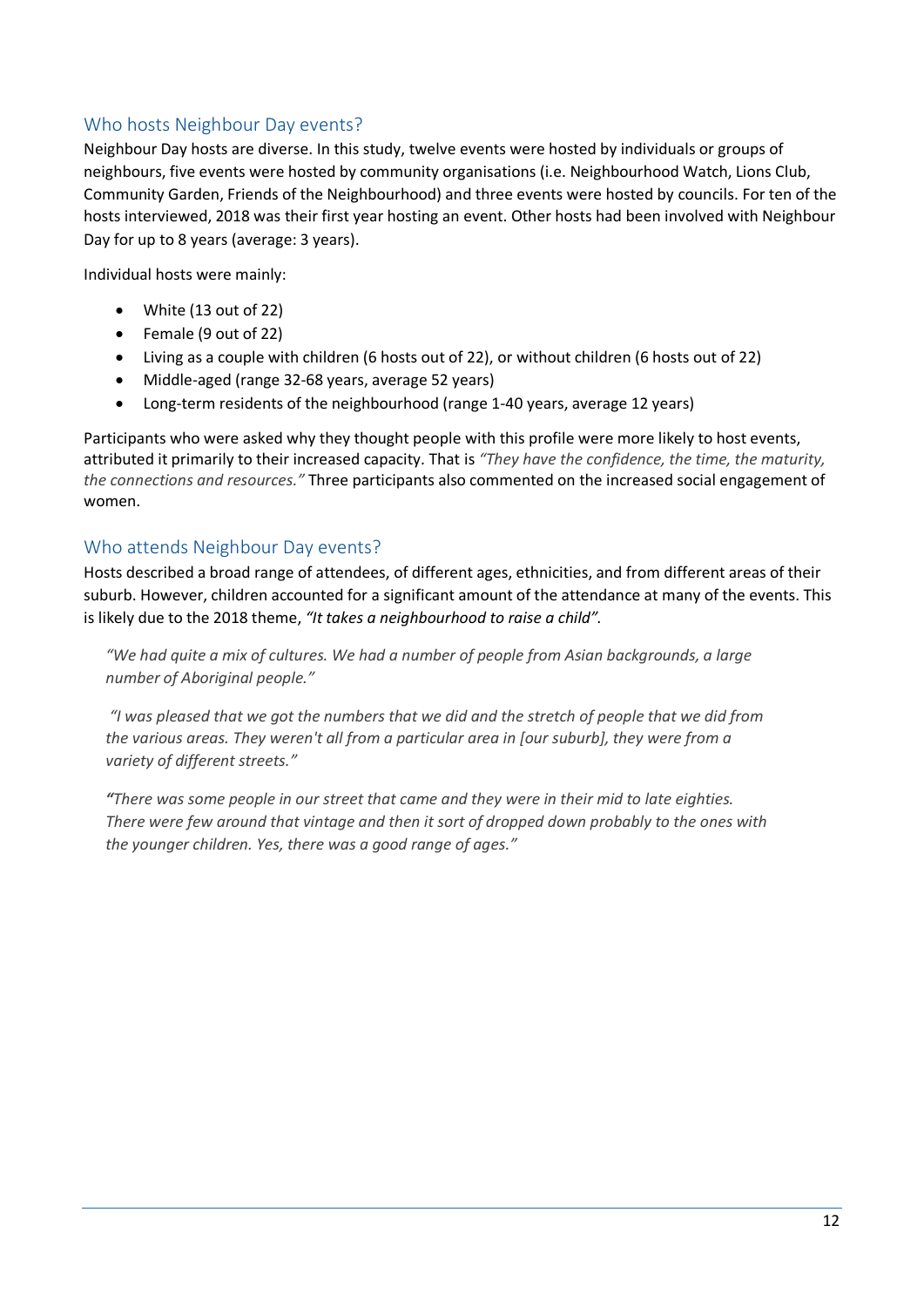## Who hosts Neighbour Day events?

Neighbour Day hosts are diverse. In this study, twelve events were hosted by individuals or groups of neighbours, five events were hosted by community organisations (i.e. Neighbourhood Watch, Lions Club, Community Garden, Friends of the Neighbourhood) and three events were hosted by councils. For ten of the hosts interviewed, 2018 was their first year hosting an event. Other hosts had been involved with Neighbour Day for up to 8 years (average: 3 years).

Individual hosts were mainly:

- White (13 out of 22)
- Female (9 out of 22)
- Living as a couple with children (6 hosts out of 22), or without children (6 hosts out of 22)
- Middle-aged (range 32-68 years, average 52 years)
- Long-term residents of the neighbourhood (range 1-40 years, average 12 years)

Participants who were asked why they thought people with this profile were more likely to host events, attributed it primarily to their increased capacity. That is *"They have the confidence, the time, the maturity, the connections and resources."* Three participants also commented on the increased social engagement of women.

## Who attends Neighbour Day events?

Hosts described a broad range of attendees, of different ages, ethnicities, and from different areas of their suburb. However, children accounted for a significant amount of the attendance at many of the events. This is likely due to the 2018 theme, *"It takes a neighbourhood to raise a child".*

> *"We had quite a mix of cultures. We had a number of people from Asian backgrounds, a large number of Aboriginal people."*

> *"I was pleased that we got the numbers that we did and the stretch of people that we did from the various areas. They weren't all from a particular area in [our suburb], they were from a variety of different streets."*

> *"There was some people in our street that came and they were in their mid to late eighties. There were few around that vintage and then it sort of dropped down probably to the ones with the younger children. Yes, there was a good range of ages."*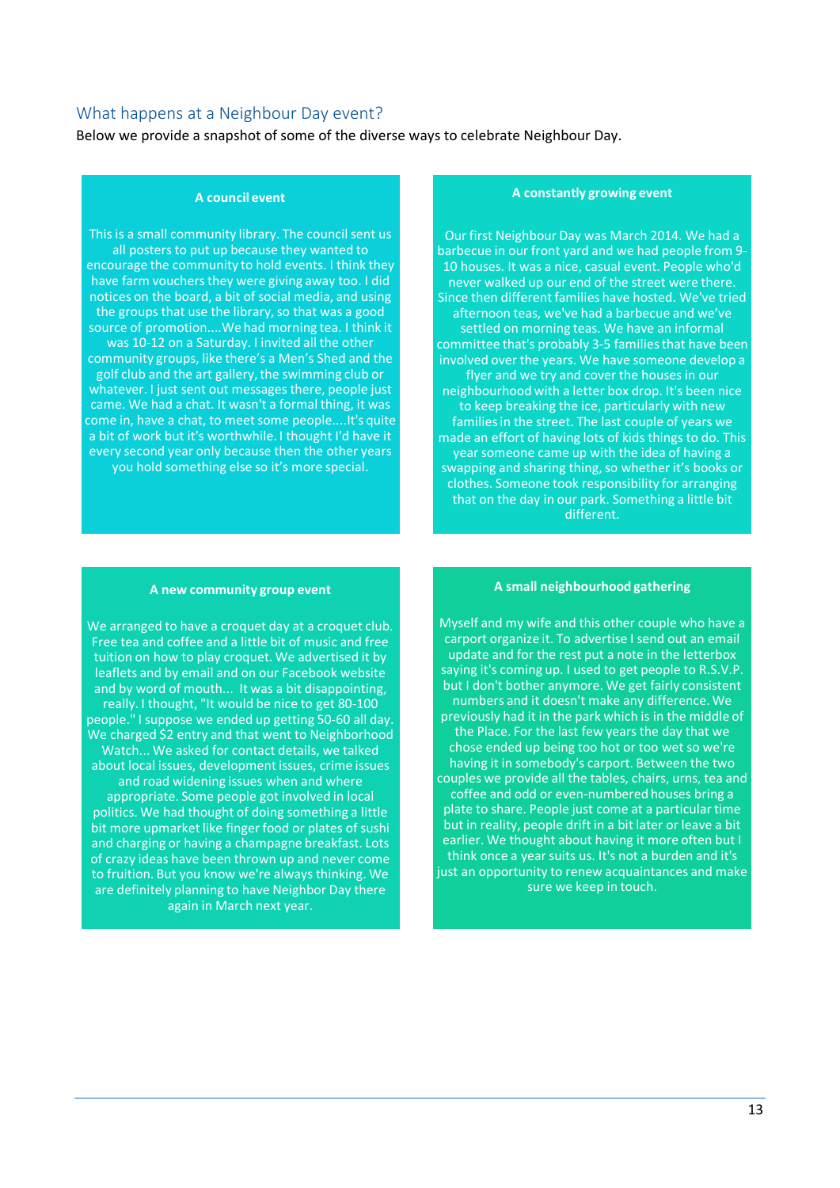## What happens at a Neighbour Day event?

Below we provide a snapshot of some of the diverse ways to celebrate Neighbour Day.

**A council event**

This is a small community library. The council sent us all posters to put up because they wanted to encourage the community to hold events. I think they have farm vouchers they were giving away too. I did notices on the board, a bit of social media, and using the groups that use the library, so that was a good source of promotion....We had morning tea. I think it was 10-12 on a Saturday. I invited all the other community groups, like there's a Men's Shed and the golf club and the art gallery, the swimming club or whatever. I just sent out messages there, people just came. We had a chat. It wasn't a formal thing, it was come in, have a chat, to meet some people....It's quite a bit of work but it's worthwhile. I thought I'd have it every second year only because then the other years you hold something else so it's more special.

**A constantly growing event**

Our first Neighbour Day was March 2014. We had a barbecue in our front yard and we had people from 9-10 houses. It was a nice, casual event. People who'd never walked up our end of the street were there. Since then different families have hosted. We've tried afternoon teas, we've had a barbecue and we've settled on morning teas. We have an informal committee that's probably 3-5 families that have been involved over the years. We have someone develop a flyer and we try and cover the houses in our neighbourhood with a letter box drop. It's been nice to keep breaking the ice, particularly with new families in the street. The last couple of years we made an effort of having lots of kids things to do. This year someone came up with the idea of having a swapping and sharing thing, so whether it's books or clothes. Someone took responsibility for arranging that on the day in our park. Something a little bit different.

**A new community group event**

We arranged to have a croquet day at a croquet club. Free tea and coffee and a little bit of music and free tuition on how to play croquet. We advertised it by leaflets and by email and on our Facebook website and by word of mouth... It was a bit disappointing, really. I thought, "It would be nice to get 80-100 people." I suppose we ended up getting 50-60 all day. We charged $2 entry and that went to Neighborhood Watch... We asked for contact details, we talked about local issues, development issues, crime issues and road widening issues when and where appropriate. Some people got involved in local politics. We had thought of doing something a little bit more upmarket like finger food or plates of sushi and charging or having a champagne breakfast. Lots of crazy ideas have been thrown up and never come to fruition. But you know we're always thinking. We are definitely planning to have Neighbor Day there again in March next year.

**A small neighbourhood gathering**

Myself and my wife and this other couple who have a carport organize it. To advertise I send out an email update and for the rest put a note in the letterbox saying it's coming up. I used to get people to R.S.V.P. but I don't bother anymore. We get fairly consistent numbers and it doesn't make any difference. We previously had it in the park which is in the middle of the Place. For the last few years the day that we chose ended up being too hot or too wet so we're having it in somebody's carport. Between the two couples we provide all the tables, chairs, urns, tea and coffee and odd or even-numbered houses bring a plate to share. People just come at a particular time but in reality, people drift in a bit later or leave a bit earlier. We thought about having it more often but I think once a year suits us. It's not a burden and it's just an opportunity to renew acquaintances and make sure we keep in touch.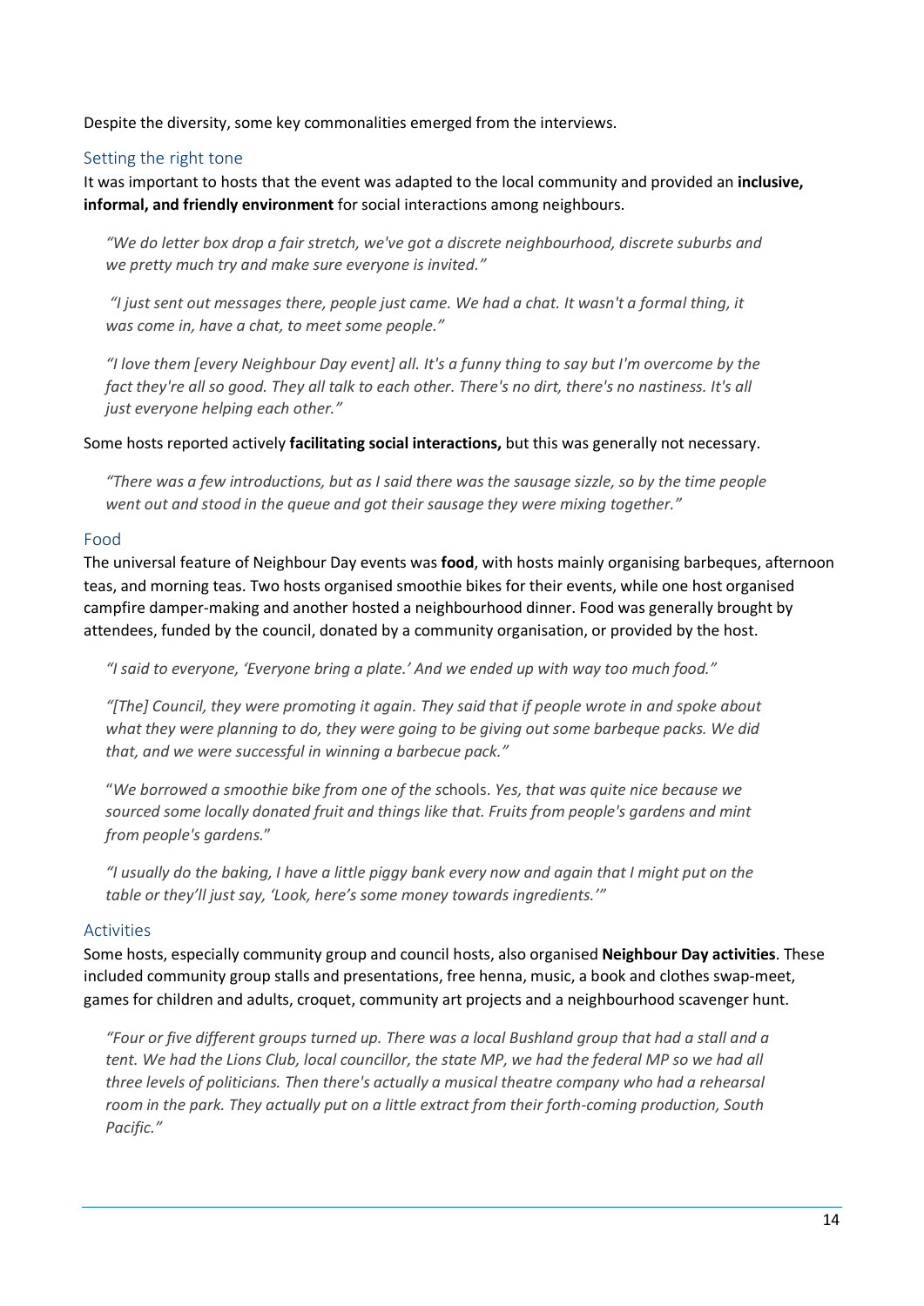Despite the diversity, some key commonalities emerged from the interviews.

### Setting the right tone

It was important to hosts that the event was adapted to the local community and provided an **inclusive, informal, and friendly environment** for social interactions among neighbours.

> *"We do letter box drop a fair stretch, we've got a discrete neighbourhood, discrete suburbs and we pretty much try and make sure everyone is invited."*

> *"I just sent out messages there, people just came. We had a chat. It wasn't a formal thing, it was come in, have a chat, to meet some people."*

> *"I love them [every Neighbour Day event] all. It's a funny thing to say but I'm overcome by the fact they're all so good. They all talk to each other. There's no dirt, there's no nastiness. It's all just everyone helping each other."*

Some hosts reported actively **facilitating social interactions,** but this was generally not necessary.

> *"There was a few introductions, but as I said there was the sausage sizzle, so by the time people went out and stood in the queue and got their sausage they were mixing together."*

### Food

The universal feature of Neighbour Day events was **food**, with hosts mainly organising barbeques, afternoon teas, and morning teas. Two hosts organised smoothie bikes for their events, while one host organised campfire damper-making and another hosted a neighbourhood dinner. Food was generally brought by attendees, funded by the council, donated by a community organisation, or provided by the host.

> *"I said to everyone, 'Everyone bring a plate.' And we ended up with way too much food."*

> *"[The] Council, they were promoting it again. They said that if people wrote in and spoke about what they were planning to do, they were going to be giving out some barbeque packs. We did that, and we were successful in winning a barbecue pack."*

> "*We borrowed a smoothie bike from one of the* schools. *Yes, that was quite nice because we sourced some locally donated fruit and things like that. Fruits from people's gardens and mint from people's gardens.*"

> *"I usually do the baking, I have a little piggy bank every now and again that I might put on the table or they'll just say, 'Look, here's some money towards ingredients.'"*

### Activities

Some hosts, especially community group and council hosts, also organised **Neighbour Day activities**. These included community group stalls and presentations, free henna, music, a book and clothes swap-meet, games for children and adults, croquet, community art projects and a neighbourhood scavenger hunt.

> *"Four or five different groups turned up. There was a local Bushland group that had a stall and a tent. We had the Lions Club, local councillor, the state MP, we had the federal MP so we had all three levels of politicians. Then there's actually a musical theatre company who had a rehearsal room in the park. They actually put on a little extract from their forth-coming production, South Pacific."*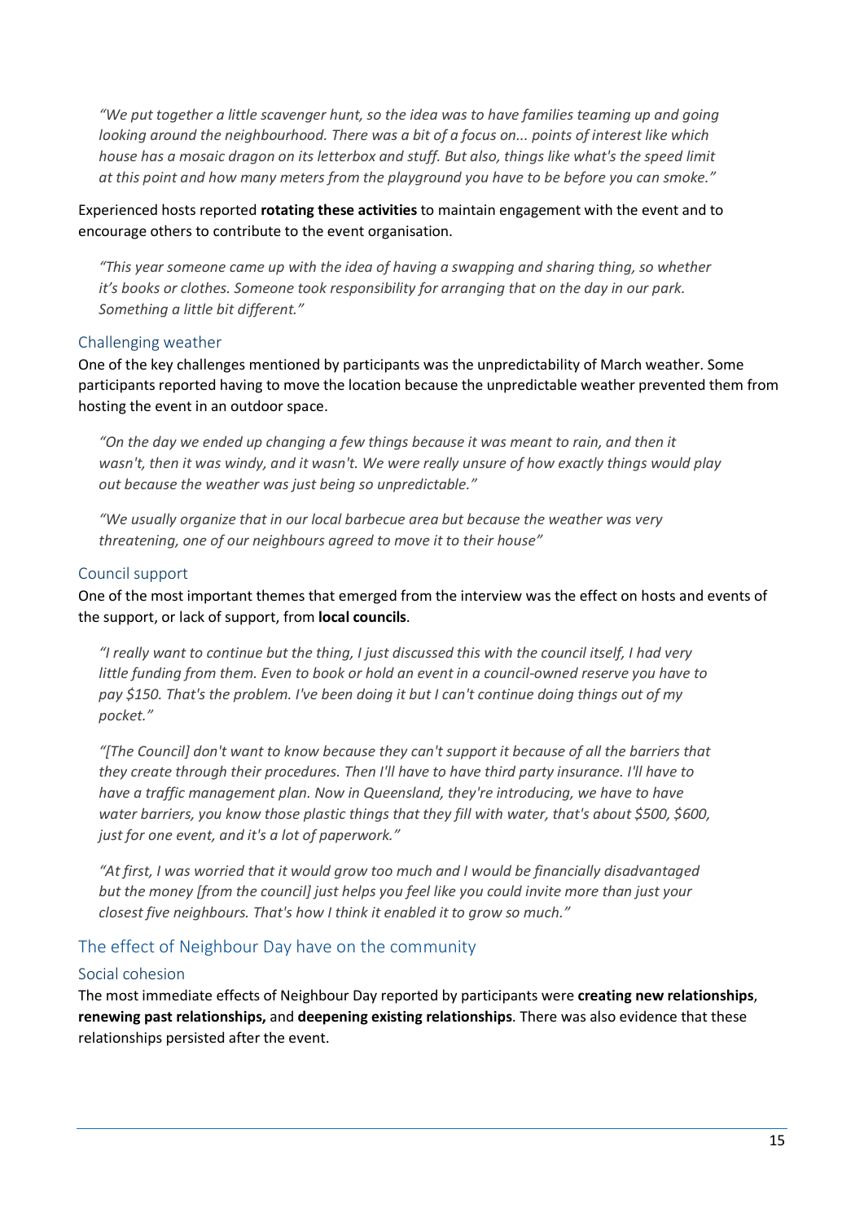*"We put together a little scavenger hunt, so the idea was to have families teaming up and going looking around the neighbourhood. There was a bit of a focus on... points of interest like which house has a mosaic dragon on its letterbox and stuff. But also, things like what's the speed limit at this point and how many meters from the playground you have to be before you can smoke."*

Experienced hosts reported **rotating these activities** to maintain engagement with the event and to encourage others to contribute to the event organisation.

*"This year someone came up with the idea of having a swapping and sharing thing, so whether it's books or clothes. Someone took responsibility for arranging that on the day in our park. Something a little bit different."*

### Challenging weather

One of the key challenges mentioned by participants was the unpredictability of March weather. Some participants reported having to move the location because the unpredictable weather prevented them from hosting the event in an outdoor space.

*"On the day we ended up changing a few things because it was meant to rain, and then it wasn't, then it was windy, and it wasn't. We were really unsure of how exactly things would play out because the weather was just being so unpredictable."*

*"We usually organize that in our local barbecue area but because the weather was very threatening, one of our neighbours agreed to move it to their house"*

### Council support

One of the most important themes that emerged from the interview was the effect on hosts and events of the support, or lack of support, from **local councils**.

*"I really want to continue but the thing, I just discussed this with the council itself, I had very little funding from them. Even to book or hold an event in a council-owned reserve you have to pay $150. That's the problem. I've been doing it but I can't continue doing things out of my pocket."*

*"[The Council] don't want to know because they can't support it because of all the barriers that they create through their procedures. Then I'll have to have third party insurance. I'll have to have a traffic management plan. Now in Queensland, they're introducing, we have to have water barriers, you know those plastic things that they fill with water, that's about $500, $600, just for one event, and it's a lot of paperwork."*

*"At first, I was worried that it would grow too much and I would be financially disadvantaged but the money [from the council] just helps you feel like you could invite more than just your closest five neighbours. That's how I think it enabled it to grow so much."*

## The effect of Neighbour Day have on the community

### Social cohesion

The most immediate effects of Neighbour Day reported by participants were **creating new relationships**, **renewing past relationships,** and **deepening existing relationships**. There was also evidence that these relationships persisted after the event.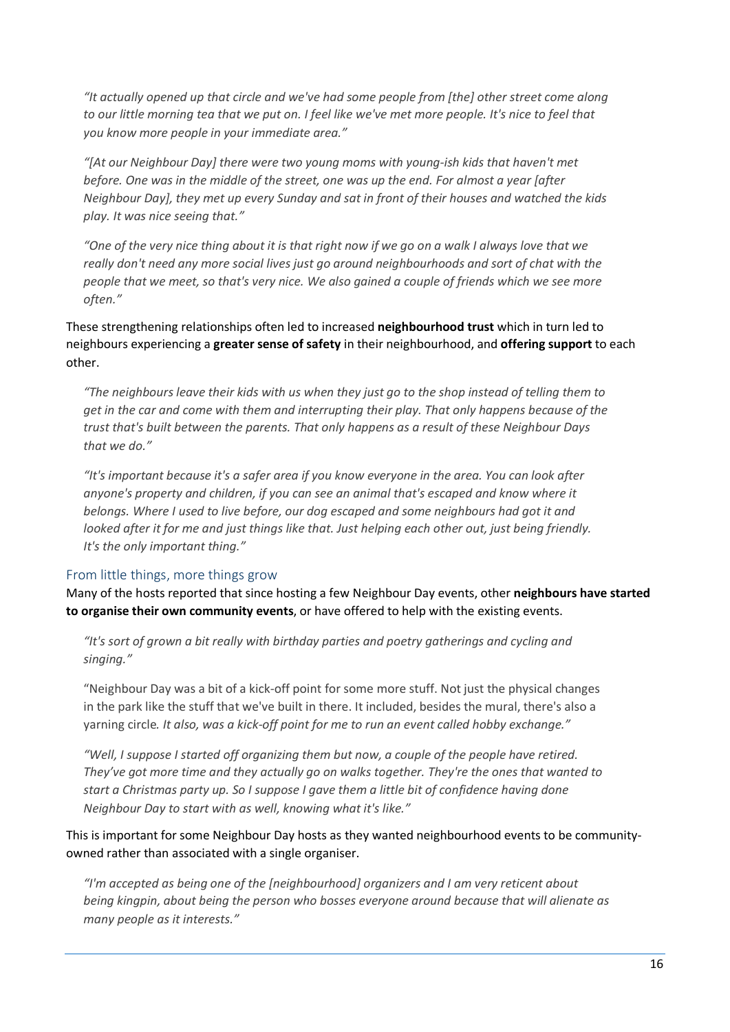*"It actually opened up that circle and we've had some people from [the] other street come along to our little morning tea that we put on. I feel like we've met more people. It's nice to feel that you know more people in your immediate area."*

*"[At our Neighbour Day] there were two young moms with young-ish kids that haven't met before. One was in the middle of the street, one was up the end. For almost a year [after Neighbour Day], they met up every Sunday and sat in front of their houses and watched the kids play. It was nice seeing that."*

*"One of the very nice thing about it is that right now if we go on a walk I always love that we really don't need any more social lives just go around neighbourhoods and sort of chat with the people that we meet, so that's very nice. We also gained a couple of friends which we see more often."*

These strengthening relationships often led to increased **neighbourhood trust** which in turn led to neighbours experiencing a **greater sense of safety** in their neighbourhood, and **offering support** to each other.

*"The neighbours leave their kids with us when they just go to the shop instead of telling them to get in the car and come with them and interrupting their play. That only happens because of the trust that's built between the parents. That only happens as a result of these Neighbour Days that we do."*

*"It's important because it's a safer area if you know everyone in the area. You can look after anyone's property and children, if you can see an animal that's escaped and know where it belongs. Where I used to live before, our dog escaped and some neighbours had got it and looked after it for me and just things like that. Just helping each other out, just being friendly. It's the only important thing."*

### From little things, more things grow

Many of the hosts reported that since hosting a few Neighbour Day events, other **neighbours have started to organise their own community events**, or have offered to help with the existing events.

*"It's sort of grown a bit really with birthday parties and poetry gatherings and cycling and singing."*

"Neighbour Day was a bit of a kick-off point for some more stuff. Not just the physical changes in the park like the stuff that we've built in there. It included, besides the mural, there's also a yarning circle*. It also, was a kick-off point for me to run an event called hobby exchange."*

*"Well, I suppose I started off organizing them but now, a couple of the people have retired. They've got more time and they actually go on walks together. They're the ones that wanted to start a Christmas party up. So I suppose I gave them a little bit of confidence having done Neighbour Day to start with as well, knowing what it's like."*

This is important for some Neighbour Day hosts as they wanted neighbourhood events to be community-owned rather than associated with a single organiser.

*"I'm accepted as being one of the [neighbourhood] organizers and I am very reticent about being kingpin, about being the person who bosses everyone around because that will alienate as many people as it interests."*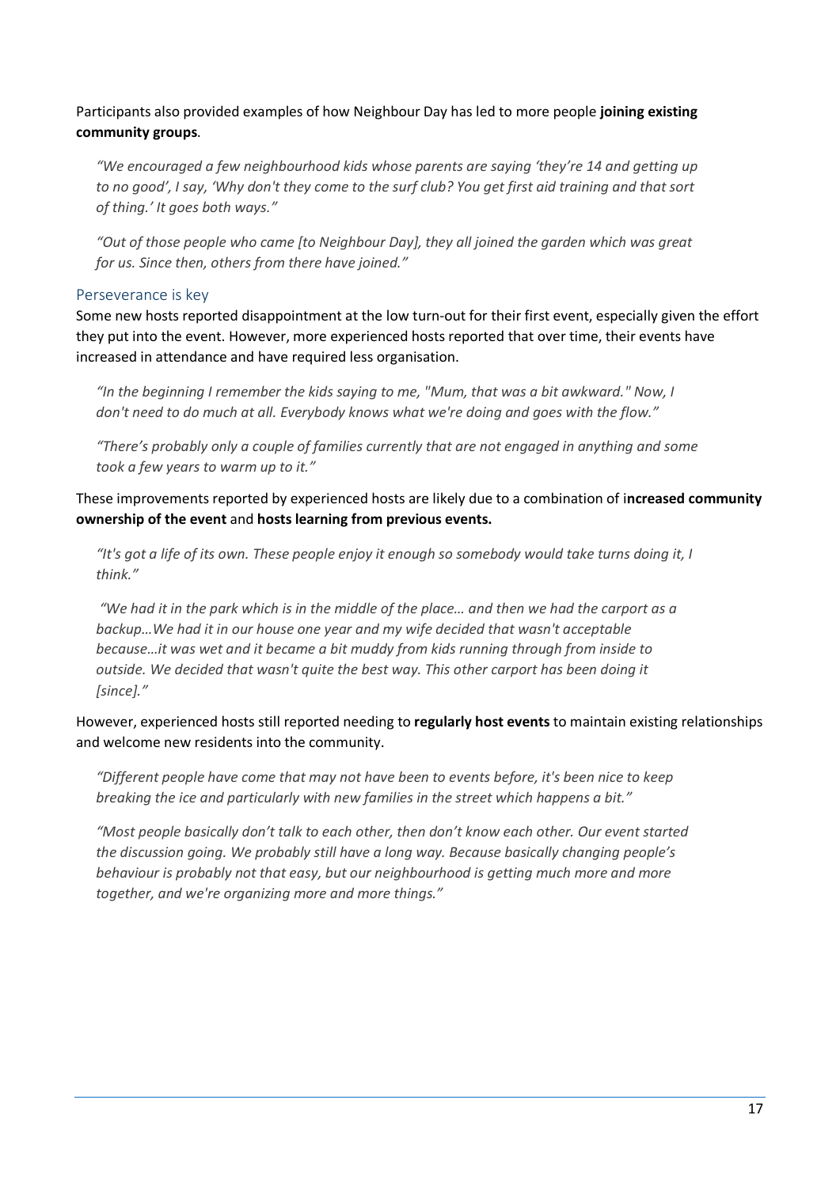Participants also provided examples of how Neighbour Day has led to more people **joining existing community groups**.

> *"We encouraged a few neighbourhood kids whose parents are saying 'they're 14 and getting up to no good', I say, 'Why don't they come to the surf club? You get first aid training and that sort of thing.' It goes both ways."*

> *"Out of those people who came [to Neighbour Day], they all joined the garden which was great for us. Since then, others from there have joined."*

### Perseverance is key

Some new hosts reported disappointment at the low turn-out for their first event, especially given the effort they put into the event. However, more experienced hosts reported that over time, their events have increased in attendance and have required less organisation.

> *"In the beginning I remember the kids saying to me, "Mum, that was a bit awkward." Now, I don't need to do much at all. Everybody knows what we're doing and goes with the flow."*

> *"There's probably only a couple of families currently that are not engaged in anything and some took a few years to warm up to it."*

These improvements reported by experienced hosts are likely due to a combination of i**ncreased community ownership of the event** and **hosts learning from previous events.**

> *"It's got a life of its own. These people enjoy it enough so somebody would take turns doing it, I think."*

> *"We had it in the park which is in the middle of the place… and then we had the carport as a backup…We had it in our house one year and my wife decided that wasn't acceptable because…it was wet and it became a bit muddy from kids running through from inside to outside. We decided that wasn't quite the best way. This other carport has been doing it [since]."*

However, experienced hosts still reported needing to **regularly host events** to maintain existing relationships and welcome new residents into the community.

> *"Different people have come that may not have been to events before, it's been nice to keep breaking the ice and particularly with new families in the street which happens a bit."*

> *"Most people basically don't talk to each other, then don't know each other. Our event started the discussion going. We probably still have a long way. Because basically changing people's behaviour is probably not that easy, but our neighbourhood is getting much more and more together, and we're organizing more and more things."*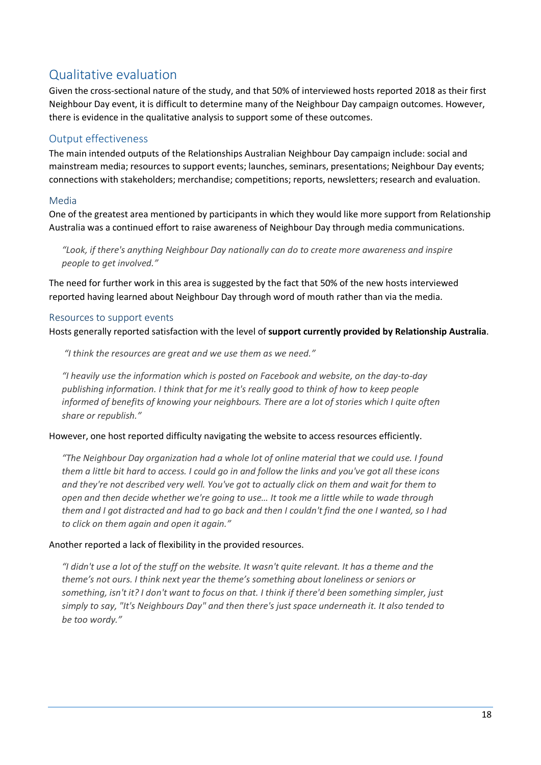## Qualitative evaluation

Given the cross-sectional nature of the study, and that 50% of interviewed hosts reported 2018 as their first Neighbour Day event, it is difficult to determine many of the Neighbour Day campaign outcomes. However, there is evidence in the qualitative analysis to support some of these outcomes.

### Output effectiveness

The main intended outputs of the Relationships Australian Neighbour Day campaign include: social and mainstream media; resources to support events; launches, seminars, presentations; Neighbour Day events; connections with stakeholders; merchandise; competitions; reports, newsletters; research and evaluation.

#### Media

One of the greatest area mentioned by participants in which they would like more support from Relationship Australia was a continued effort to raise awareness of Neighbour Day through media communications.

> *"Look, if there's anything Neighbour Day nationally can do to create more awareness and inspire people to get involved."*

The need for further work in this area is suggested by the fact that 50% of the new hosts interviewed reported having learned about Neighbour Day through word of mouth rather than via the media.

#### Resources to support events

Hosts generally reported satisfaction with the level of **support currently provided by Relationship Australia**.

> *"I think the resources are great and we use them as we need."*

> *"I heavily use the information which is posted on Facebook and website, on the day-to-day publishing information. I think that for me it's really good to think of how to keep people informed of benefits of knowing your neighbours. There are a lot of stories which I quite often share or republish."*

However, one host reported difficulty navigating the website to access resources efficiently.

> *"The Neighbour Day organization had a whole lot of online material that we could use. I found them a little bit hard to access. I could go in and follow the links and you've got all these icons and they're not described very well. You've got to actually click on them and wait for them to open and then decide whether we're going to use… It took me a little while to wade through them and I got distracted and had to go back and then I couldn't find the one I wanted, so I had to click on them again and open it again."*

Another reported a lack of flexibility in the provided resources.

> *"I didn't use a lot of the stuff on the website. It wasn't quite relevant. It has a theme and the theme's not ours. I think next year the theme's something about loneliness or seniors or something, isn't it? I don't want to focus on that. I think if there'd been something simpler, just simply to say, "It's Neighbours Day" and then there's just space underneath it. It also tended to be too wordy."*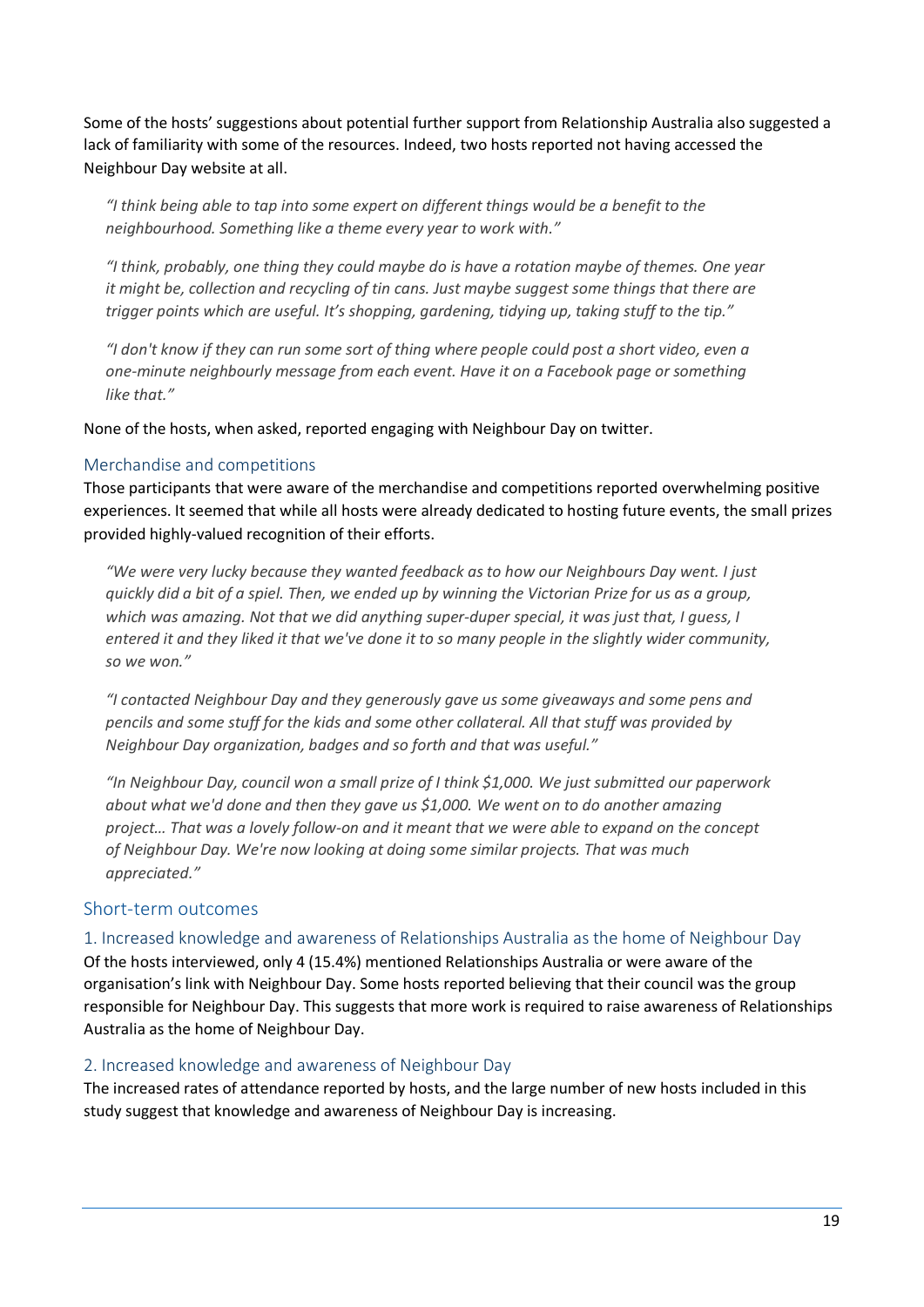Some of the hosts' suggestions about potential further support from Relationship Australia also suggested a lack of familiarity with some of the resources. Indeed, two hosts reported not having accessed the Neighbour Day website at all.

> *"I think being able to tap into some expert on different things would be a benefit to the neighbourhood. Something like a theme every year to work with."*

> *"I think, probably, one thing they could maybe do is have a rotation maybe of themes. One year it might be, collection and recycling of tin cans. Just maybe suggest some things that there are trigger points which are useful. It's shopping, gardening, tidying up, taking stuff to the tip."*

> *"I don't know if they can run some sort of thing where people could post a short video, even a one-minute neighbourly message from each event. Have it on a Facebook page or something like that."*

None of the hosts, when asked, reported engaging with Neighbour Day on twitter.

### Merchandise and competitions

Those participants that were aware of the merchandise and competitions reported overwhelming positive experiences. It seemed that while all hosts were already dedicated to hosting future events, the small prizes provided highly-valued recognition of their efforts.

> *"We were very lucky because they wanted feedback as to how our Neighbours Day went. I just quickly did a bit of a spiel. Then, we ended up by winning the Victorian Prize for us as a group, which was amazing. Not that we did anything super-duper special, it was just that, I guess, I entered it and they liked it that we've done it to so many people in the slightly wider community, so we won."*

> *"I contacted Neighbour Day and they generously gave us some giveaways and some pens and pencils and some stuff for the kids and some other collateral. All that stuff was provided by Neighbour Day organization, badges and so forth and that was useful."*

> *"In Neighbour Day, council won a small prize of I think $1,000. We just submitted our paperwork about what we'd done and then they gave us $1,000. We went on to do another amazing project… That was a lovely follow-on and it meant that we were able to expand on the concept of Neighbour Day. We're now looking at doing some similar projects. That was much appreciated."*

## Short-term outcomes

### 1. Increased knowledge and awareness of Relationships Australia as the home of Neighbour Day

Of the hosts interviewed, only 4 (15.4%) mentioned Relationships Australia or were aware of the organisation's link with Neighbour Day. Some hosts reported believing that their council was the group responsible for Neighbour Day. This suggests that more work is required to raise awareness of Relationships Australia as the home of Neighbour Day.

### 2. Increased knowledge and awareness of Neighbour Day

The increased rates of attendance reported by hosts, and the large number of new hosts included in this study suggest that knowledge and awareness of Neighbour Day is increasing.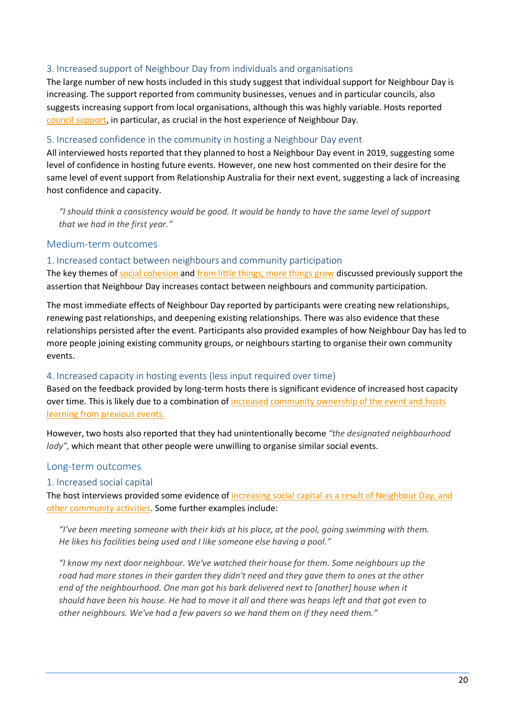### 3. Increased support of Neighbour Day from individuals and organisations

The large number of new hosts included in this study suggest that individual support for Neighbour Day is increasing. The support reported from community businesses, venues and in particular councils, also suggests increasing support from local organisations, although this was highly variable. Hosts reported council support, in particular, as crucial in the host experience of Neighbour Day.

### 5. Increased confidence in the community in hosting a Neighbour Day event

All interviewed hosts reported that they planned to host a Neighbour Day event in 2019, suggesting some level of confidence in hosting future events. However, one new host commented on their desire for the same level of event support from Relationship Australia for their next event, suggesting a lack of increasing host confidence and capacity.

> *"I should think a consistency would be good. It would be handy to have the same level of support that we had in the first year."*

## Medium-term outcomes

### 1. Increased contact between neighbours and community participation

The key themes of social cohesion and from little things, more things grow discussed previously support the assertion that Neighbour Day increases contact between neighbours and community participation.

The most immediate effects of Neighbour Day reported by participants were creating new relationships, renewing past relationships, and deepening existing relationships. There was also evidence that these relationships persisted after the event. Participants also provided examples of how Neighbour Day has led to more people joining existing community groups, or neighbours starting to organise their own community events.

### 4. Increased capacity in hosting events (less input required over time)

Based on the feedback provided by long-term hosts there is significant evidence of increased host capacity over time. This is likely due to a combination of increased community ownership of the event and hosts learning from previous events.

However, two hosts also reported that they had unintentionally become *"the designated neighbourhood lady",* which meant that other people were unwilling to organise similar social events.

## Long-term outcomes

### 1. Increased social capital

The host interviews provided some evidence of increasing social capital as a result of Neighbour Day, and other community activities. Some further examples include:

> *"I've been meeting someone with their kids at his place, at the pool, going swimming with them. He likes his facilities being used and I like someone else having a pool."*

> *"I know my next door neighbour. We've watched their house for them. Some neighbours up the road had more stones in their garden they didn't need and they gave them to ones at the other end of the neighbourhood. One man got his bark delivered next to [another] house when it should have been his house. He had to move it all and there was heaps left and that got even to other neighbours. We've had a few pavers so we hand them on if they need them."*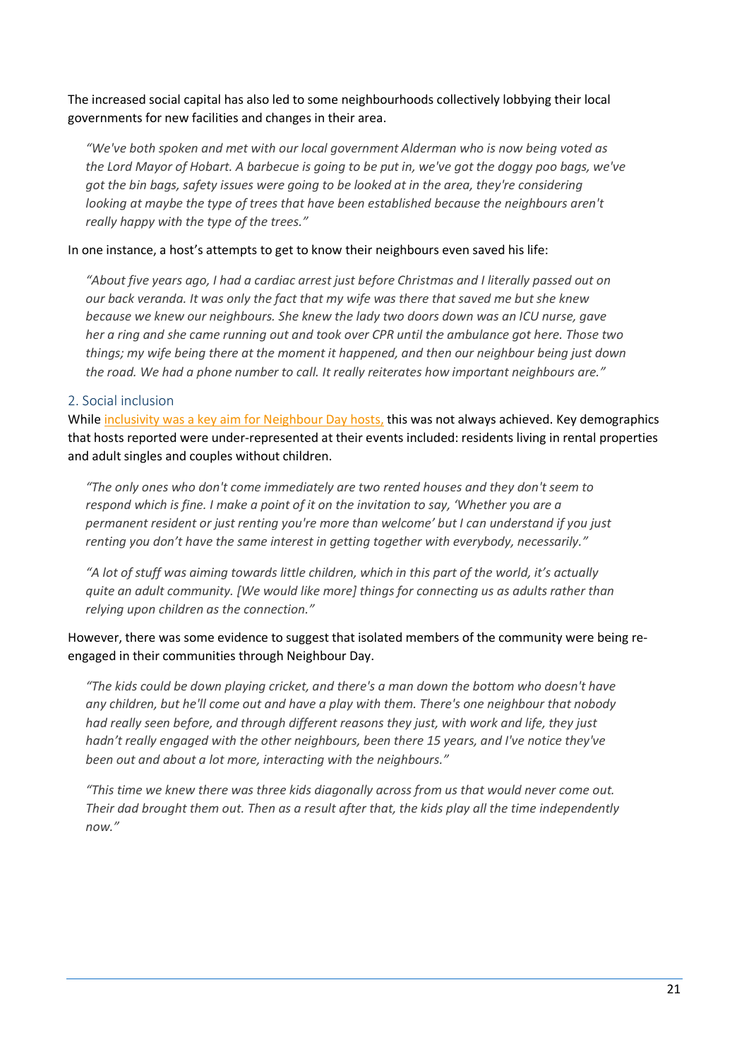The increased social capital has also led to some neighbourhoods collectively lobbying their local governments for new facilities and changes in their area.

> *"We've both spoken and met with our local government Alderman who is now being voted as the Lord Mayor of Hobart. A barbecue is going to be put in, we've got the doggy poo bags, we've got the bin bags, safety issues were going to be looked at in the area, they're considering looking at maybe the type of trees that have been established because the neighbours aren't really happy with the type of the trees."*

In one instance, a host's attempts to get to know their neighbours even saved his life:

> *"About five years ago, I had a cardiac arrest just before Christmas and I literally passed out on our back veranda. It was only the fact that my wife was there that saved me but she knew because we knew our neighbours. She knew the lady two doors down was an ICU nurse, gave her a ring and she came running out and took over CPR until the ambulance got here. Those two things; my wife being there at the moment it happened, and then our neighbour being just down the road. We had a phone number to call. It really reiterates how important neighbours are."*

## 2. Social inclusion

While inclusivity was a key aim for Neighbour Day hosts, this was not always achieved. Key demographics that hosts reported were under-represented at their events included: residents living in rental properties and adult singles and couples without children.

> *"The only ones who don't come immediately are two rented houses and they don't seem to respond which is fine. I make a point of it on the invitation to say, 'Whether you are a permanent resident or just renting you're more than welcome' but I can understand if you just renting you don't have the same interest in getting together with everybody, necessarily."*

> *"A lot of stuff was aiming towards little children, which in this part of the world, it's actually quite an adult community. [We would like more] things for connecting us as adults rather than relying upon children as the connection."*

However, there was some evidence to suggest that isolated members of the community were being re-engaged in their communities through Neighbour Day.

> *"The kids could be down playing cricket, and there's a man down the bottom who doesn't have any children, but he'll come out and have a play with them. There's one neighbour that nobody had really seen before, and through different reasons they just, with work and life, they just hadn't really engaged with the other neighbours, been there 15 years, and I've notice they've been out and about a lot more, interacting with the neighbours."*

> *"This time we knew there was three kids diagonally across from us that would never come out. Their dad brought them out. Then as a result after that, the kids play all the time independently now."*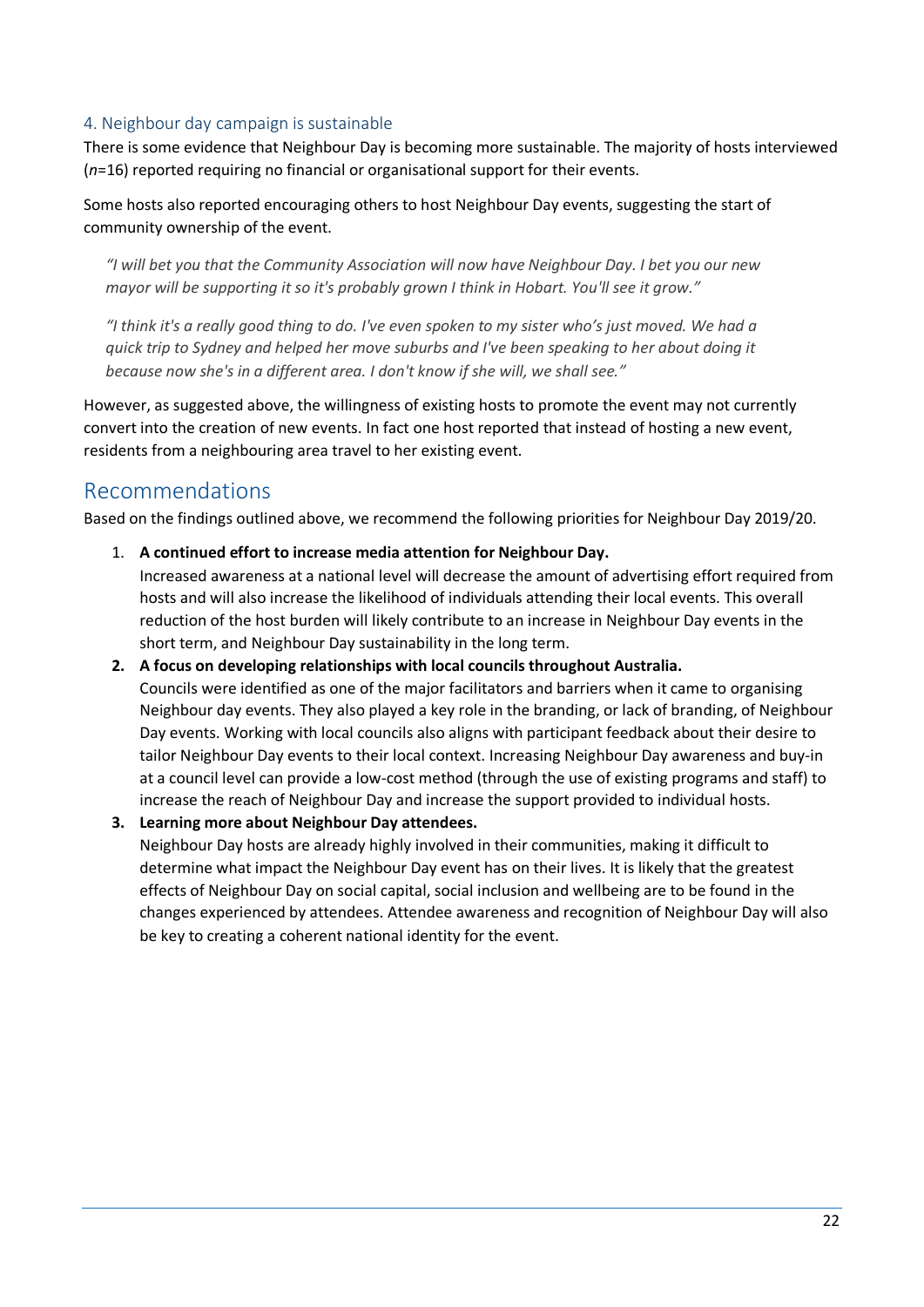### 4. Neighbour day campaign is sustainable

There is some evidence that Neighbour Day is becoming more sustainable. The majority of hosts interviewed (*n*=16) reported requiring no financial or organisational support for their events.

Some hosts also reported encouraging others to host Neighbour Day events, suggesting the start of community ownership of the event.

> *"I will bet you that the Community Association will now have Neighbour Day. I bet you our new mayor will be supporting it so it's probably grown I think in Hobart. You'll see it grow."*

> *"I think it's a really good thing to do. I've even spoken to my sister who's just moved. We had a quick trip to Sydney and helped her move suburbs and I've been speaking to her about doing it because now she's in a different area. I don't know if she will, we shall see."*

However, as suggested above, the willingness of existing hosts to promote the event may not currently convert into the creation of new events. In fact one host reported that instead of hosting a new event, residents from a neighbouring area travel to her existing event.

## Recommendations

Based on the findings outlined above, we recommend the following priorities for Neighbour Day 2019/20.

1. **A continued effort to increase media attention for Neighbour Day.**
   Increased awareness at a national level will decrease the amount of advertising effort required from hosts and will also increase the likelihood of individuals attending their local events. This overall reduction of the host burden will likely contribute to an increase in Neighbour Day events in the short term, and Neighbour Day sustainability in the long term.
2. **A focus on developing relationships with local councils throughout Australia.**
   Councils were identified as one of the major facilitators and barriers when it came to organising Neighbour day events. They also played a key role in the branding, or lack of branding, of Neighbour Day events. Working with local councils also aligns with participant feedback about their desire to tailor Neighbour Day events to their local context. Increasing Neighbour Day awareness and buy-in at a council level can provide a low-cost method (through the use of existing programs and staff) to increase the reach of Neighbour Day and increase the support provided to individual hosts.
3. **Learning more about Neighbour Day attendees.**
   Neighbour Day hosts are already highly involved in their communities, making it difficult to determine what impact the Neighbour Day event has on their lives. It is likely that the greatest effects of Neighbour Day on social capital, social inclusion and wellbeing are to be found in the changes experienced by attendees. Attendee awareness and recognition of Neighbour Day will also be key to creating a coherent national identity for the event.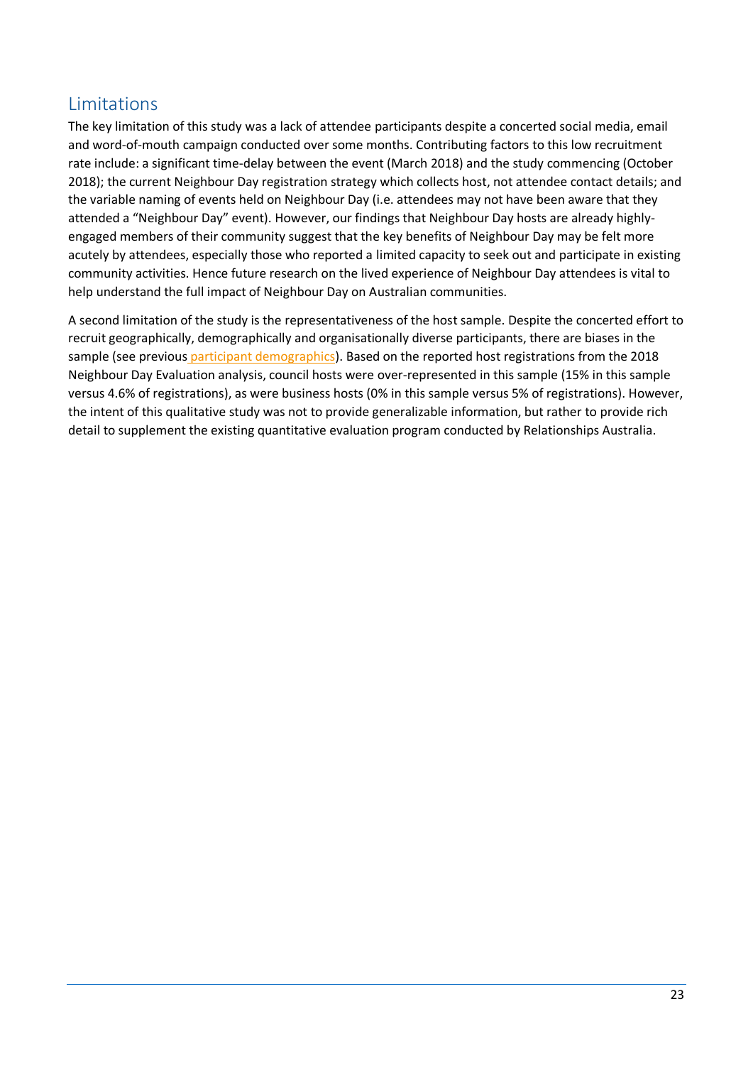## Limitations

The key limitation of this study was a lack of attendee participants despite a concerted social media, email and word-of-mouth campaign conducted over some months. Contributing factors to this low recruitment rate include: a significant time-delay between the event (March 2018) and the study commencing (October 2018); the current Neighbour Day registration strategy which collects host, not attendee contact details; and the variable naming of events held on Neighbour Day (i.e. attendees may not have been aware that they attended a "Neighbour Day" event). However, our findings that Neighbour Day hosts are already highly-engaged members of their community suggest that the key benefits of Neighbour Day may be felt more acutely by attendees, especially those who reported a limited capacity to seek out and participate in existing community activities. Hence future research on the lived experience of Neighbour Day attendees is vital to help understand the full impact of Neighbour Day on Australian communities.

A second limitation of the study is the representativeness of the host sample. Despite the concerted effort to recruit geographically, demographically and organisationally diverse participants, there are biases in the sample (see previous participant demographics). Based on the reported host registrations from the 2018 Neighbour Day Evaluation analysis, council hosts were over-represented in this sample (15% in this sample versus 4.6% of registrations), as were business hosts (0% in this sample versus 5% of registrations). However, the intent of this qualitative study was not to provide generalizable information, but rather to provide rich detail to supplement the existing quantitative evaluation program conducted by Relationships Australia.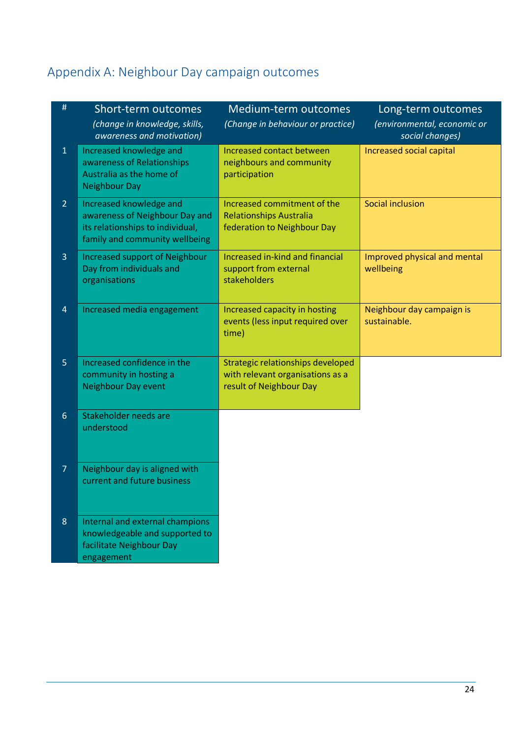## Appendix A: Neighbour Day campaign outcomes

| # | Short-term outcomes *(change in knowledge, skills, awareness and motivation)* | Medium-term outcomes *(Change in behaviour or practice)* | Long-term outcomes *(environmental, economic or social changes)* |
|---|---|---|---|
| 1 | Increased knowledge and awareness of Relationships Australia as the home of Neighbour Day | Increased contact between neighbours and community participation | Increased social capital |
| 2 | Increased knowledge and awareness of Neighbour Day and its relationships to individual, family and community wellbeing | Increased commitment of the Relationships Australia federation to Neighbour Day | Social inclusion |
| 3 | Increased support of Neighbour Day from individuals and organisations | Increased in-kind and financial support from external stakeholders | Improved physical and mental wellbeing |
| 4 | Increased media engagement | Increased capacity in hosting events (less input required over time) | Neighbour day campaign is sustainable. |
| 5 | Increased confidence in the community in hosting a Neighbour Day event | Strategic relationships developed with relevant organisations as a result of Neighbour Day | |
| 6 | Stakeholder needs are understood | | |
| 7 | Neighbour day is aligned with current and future business | | |
| 8 | Internal and external champions knowledgeable and supported to facilitate Neighbour Day engagement | | |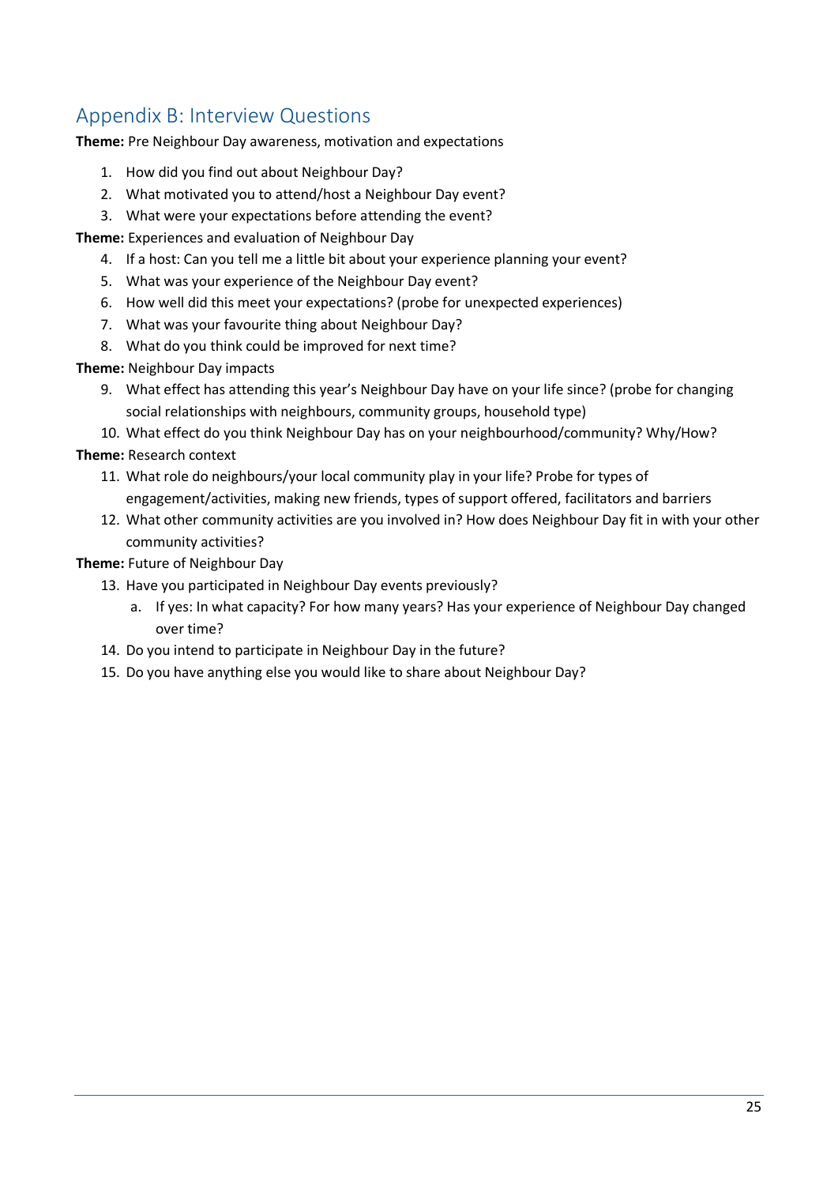## Appendix B: Interview Questions

**Theme:** Pre Neighbour Day awareness, motivation and expectations

1. How did you find out about Neighbour Day?
2. What motivated you to attend/host a Neighbour Day event?
3. What were your expectations before attending the event?

**Theme:** Experiences and evaluation of Neighbour Day

4. If a host: Can you tell me a little bit about your experience planning your event?
5. What was your experience of the Neighbour Day event?
6. How well did this meet your expectations? (probe for unexpected experiences)
7. What was your favourite thing about Neighbour Day?
8. What do you think could be improved for next time?

**Theme:** Neighbour Day impacts

9. What effect has attending this year's Neighbour Day have on your life since? (probe for changing social relationships with neighbours, community groups, household type)
10. What effect do you think Neighbour Day has on your neighbourhood/community? Why/How?

**Theme:** Research context

11. What role do neighbours/your local community play in your life? Probe for types of engagement/activities, making new friends, types of support offered, facilitators and barriers
12. What other community activities are you involved in? How does Neighbour Day fit in with your other community activities?

**Theme:** Future of Neighbour Day

13. Have you participated in Neighbour Day events previously?
    a. If yes: In what capacity? For how many years? Has your experience of Neighbour Day changed over time?
14. Do you intend to participate in Neighbour Day in the future?
15. Do you have anything else you would like to share about Neighbour Day?